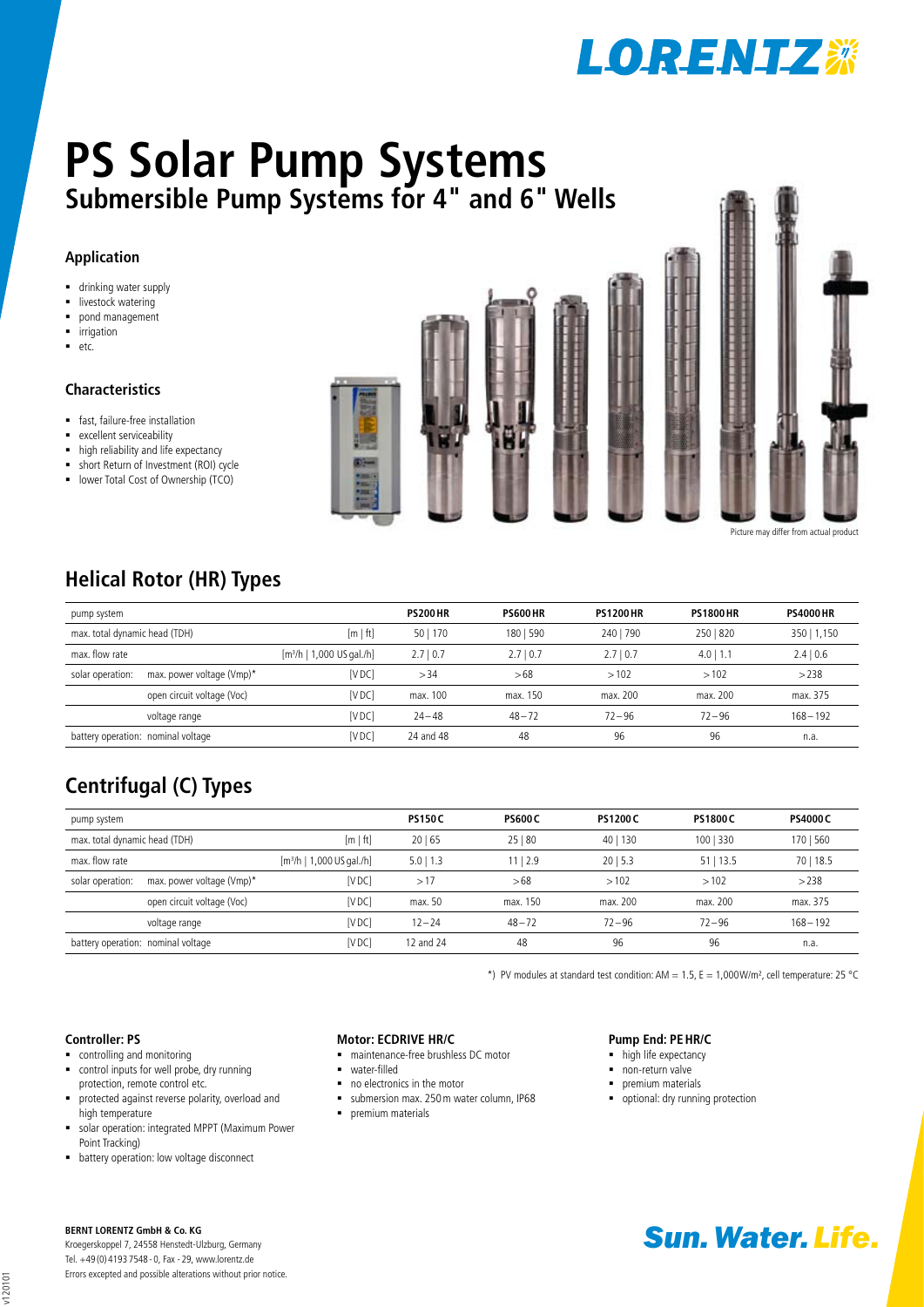LORENTZ

# PS Solar Pump Systems
## Submersible Pump Systems for 4" and 6" Wells

### Application

- drinking water supply
- livestock watering
- pond management
- irrigation
- etc.

### Characteristics

- fast, failure-free installation
- excellent serviceability
- high reliability and life expectancy
- short Return of Investment (ROI) cycle
- lower Total Cost of Ownership (TCO)

Picture may differ from actual product

## Helical Rotor (HR) Types

| pump system | | | PS200 HR | PS600 HR | PS1200 HR | PS1800 HR | PS4000 HR |
|---|---|---|---|---|---|---|---|
| max. total dynamic head (TDH) | | [m \| ft] | 50 \| 170 | 180 \| 590 | 240 \| 790 | 250 \| 820 | 350 \| 1,150 |
| max. flow rate | | [$m^3$/h \| 1,000 US gal./h] | 2.7 \| 0.7 | 2.7 \| 0.7 | 2.7 \| 0.7 | 4.0 \| 1.1 | 2.4 \| 0.6 |
| solar operation: | max. power voltage (Vmp)* | [V DC] | > 34 | > 68 | > 102 | > 102 | > 238 |
| | open circuit voltage (Voc) | [V DC] | max. 100 | max. 150 | max. 200 | max. 200 | max. 375 |
| | voltage range | [V DC] | 24 – 48 | 48 – 72 | 72 – 96 | 72 – 96 | 168 – 192 |
| battery operation: nominal voltage | | [V DC] | 24 and 48 | 48 | 96 | 96 | n.a. |

## Centrifugal (C) Types

| pump system | | | PS150 C | PS600 C | PS1200 C | PS1800 C | PS4000 C |
|---|---|---|---|---|---|---|---|
| max. total dynamic head (TDH) | | [m \| ft] | 20 \| 65 | 25 \| 80 | 40 \| 130 | 100 \| 330 | 170 \| 560 |
| max. flow rate | | [$m^3$/h \| 1,000 US gal./h] | 5.0 \| 1.3 | 11 \| 2.9 | 20 \| 5.3 | 51 \| 13.5 | 70 \| 18.5 |
| solar operation: | max. power voltage (Vmp)* | [V DC] | > 17 | > 68 | > 102 | > 102 | > 238 |
| | open circuit voltage (Voc) | [V DC] | max. 50 | max. 150 | max. 200 | max. 200 | max. 375 |
| | voltage range | [V DC] | 12 – 24 | 48 – 72 | 72 – 96 | 72 – 96 | 168 – 192 |
| battery operation: nominal voltage | | [V DC] | 12 and 24 | 48 | 96 | 96 | n.a. |

*) PV modules at standard test condition: AM = 1.5, E = 1,000 W/$m^2$, cell temperature: 25 °C

#### Controller: PS

- controlling and monitoring
- control inputs for well probe, dry running protection, remote control etc.
- protected against reverse polarity, overload and high temperature
- solar operation: integrated MPPT (Maximum Power Point Tracking)
- battery operation: low voltage disconnect

#### Motor: ECDRIVE HR/C

- maintenance-free brushless DC motor
- water-filled
- no electronics in the motor
- submersion max. 250 m water column, IP68
- premium materials

#### Pump End: PE HR/C

- high life expectancy
- non-return valve
- premium materials
- optional: dry running protection

**BERNT LORENTZ GmbH & Co. KG**
Kroegerskoppel 7, 24558 Henstedt-Ulzburg, Germany
Tel. +49 (0) 4193 7548 - 0, Fax - 29, www.lorentz.de
Errors excepted and possible alterations without prior notice.

Sun. Water. Life.

v120101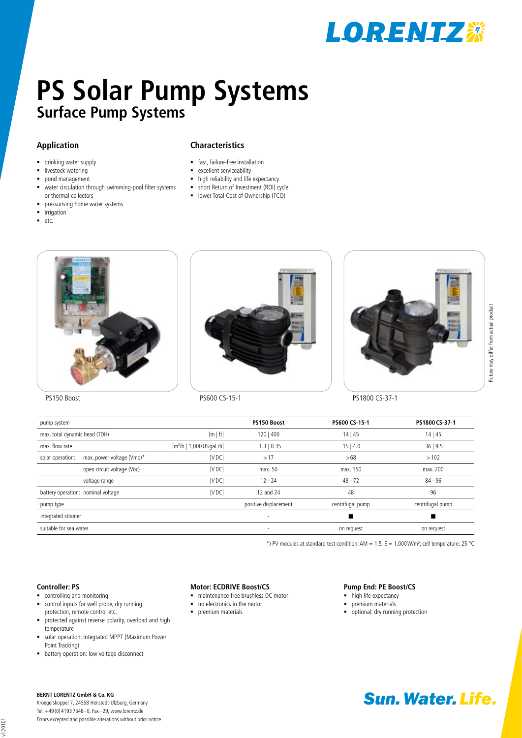# PS Solar Pump Systems

## Surface Pump Systems

### Application

- drinking water supply
- livestock watering
- pond management
- water circulation through swimming-pool filter systems or thermal collectors
- pressurising home water systems
- irrigation
- etc.

### Characteristics

- fast, failure-free installation
- excellent serviceability
- high reliability and life expectancy
- short Return of Investment (ROI) cycle
- lower Total Cost of Ownership (TCO)

PS150 Boost

PS600 CS-15-1

PS1800 CS-37-1

Picture may differ from actual product

| pump system | | | PS150 Boost | PS600 CS-15-1 | PS1800 CS-37-1 |
|---|---|---|---|---|---|
| max. total dynamic head (TDH) | | [m \| ft] | 120 \| 400 | 14 \| 45 | 14 \| 45 |
| max. flow rate | | [$m^3$/h \| 1,000 US gal./h] | 1.3 \| 0.35 | 15 \| 4.0 | 36 \| 9.5 |
| solar operation: | max. power voltage (Vmp)* | [V DC] | > 17 | > 68 | > 102 |
| | open circuit voltage (Voc) | [V DC] | max. 50 | max. 150 | max. 200 |
| | voltage range | [V DC] | 12 – 24 | 48 – 72 | 84 – 96 |
| battery operation: nominal voltage | | [V DC] | 12 and 24 | 48 | 96 |
| pump type | | | positive displacement | centrifugal pump | centrifugal pump |
| integrated strainer | | | - | ■ | ■ |
| suitable for sea water | | | - | on request | on request |

*) PV modules at standard test condition: AM = 1.5, E = 1,000 W/$m^2$, cell temperature: 25 °C

#### Controller: PS

- controlling and monitoring
- control inputs for well probe, dry running protection, remote control etc.
- protected against reverse polarity, overload and high temperature
- solar operation: integrated MPPT (Maximum Power Point Tracking)
- battery operation: low voltage disconnect

#### Motor: ECDRIVE Boost/CS

- maintenance-free brushless DC motor
- no electronics in the motor
- premium materials

#### Pump End: PE Boost/CS

- high life expectancy
- premium materials
- optional: dry running protection

**BERNT LORENTZ GmbH & Co. KG**
Kroegerskoppel 7, 24558 Henstedt-Ulzburg, Germany
Tel. +49 (0) 4193 7548 - 0, Fax - 29, www.lorentz.de
Errors excepted and possible alterations without prior notice.

Sun. Water. Life.

v120101